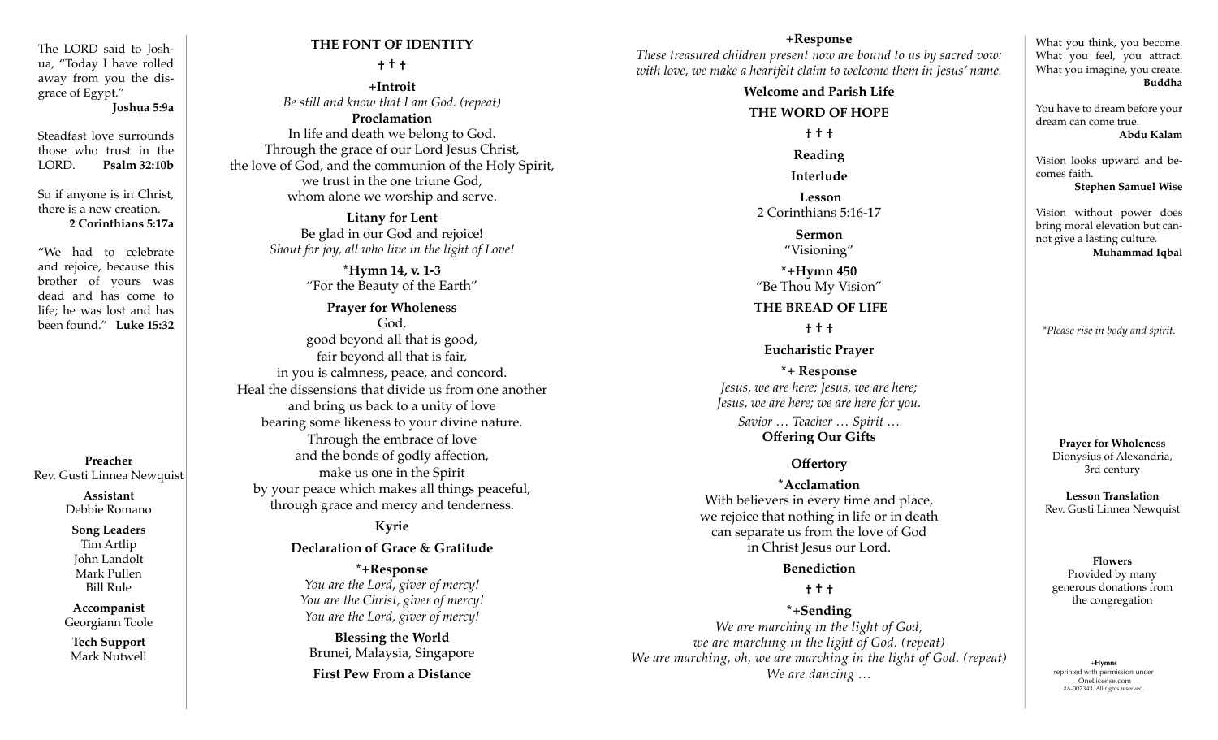The LORD said to Joshua, "Today I have rolled away from you the disgrace of Egypt."
**Joshua 5:9a**

Steadfast love surrounds those who trust in the LORD. **Psalm 32:10b**

So if anyone is in Christ, there is a new creation.
**2 Corinthians 5:17a**

"We had to celebrate and rejoice, because this brother of yours was dead and has come to life; he was lost and has been found." **Luke 15:32**

**Preacher**
Rev. Gusti Linnea Newquist

**Assistant**
Debbie Romano

**Song Leaders**
Tim Artlip
John Landolt
Mark Pullen
Bill Rule

**Accompanist**
Georgiann Toole

**Tech Support**
Mark Nutwell

## THE FONT OF IDENTITY

† † †

**+Introit**
*Be still and know that I am God. (repeat)*

**Proclamation**
In life and death we belong to God.
Through the grace of our Lord Jesus Christ,
the love of God, and the communion of the Holy Spirit,
we trust in the one triune God,
whom alone we worship and serve.

**Litany for Lent**
Be glad in our God and rejoice!
*Shout for joy, all who live in the light of Love!*

**\*Hymn 14, v. 1-3**
"For the Beauty of the Earth"

**Prayer for Wholeness**
God,
good beyond all that is good,
fair beyond all that is fair,
in you is calmness, peace, and concord.
Heal the dissensions that divide us from one another
and bring us back to a unity of love
bearing some likeness to your divine nature.
Through the embrace of love
and the bonds of godly affection,
make us one in the Spirit
by your peace which makes all things peaceful,
through grace and mercy and tenderness.

**Kyrie**

**Declaration of Grace & Gratitude**

**\*+Response**
*You are the Lord, giver of mercy!*
*You are the Christ, giver of mercy!*
*You are the Lord, giver of mercy!*

**Blessing the World**
Brunei, Malaysia, Singapore

**First Pew From a Distance**

**+Response**
*These treasured children present now are bound to us by sacred vow:*
*with love, we make a heartfelt claim to welcome them in Jesus' name.*

**Welcome and Parish Life**

## THE WORD OF HOPE

† † †

**Reading**

**Interlude**

**Lesson**
2 Corinthians 5:16-17

**Sermon**
"Visioning"

**\*+Hymn 450**
"Be Thou My Vision"

## THE BREAD OF LIFE

† † †

**Eucharistic Prayer**

**\*+ Response**
*Jesus, we are here; Jesus, we are here;*
*Jesus, we are here; we are here for you.*
*Savior … Teacher … Spirit …*

**Offering Our Gifts**

**Offertory**

**\*Acclamation**
With believers in every time and place,
we rejoice that nothing in life or in death
can separate us from the love of God
in Christ Jesus our Lord.

**Benediction**

† † †

**\*+Sending**
*We are marching in the light of God,*
*we are marching in the light of God. (repeat)*
*We are marching, oh, we are marching in the light of God. (repeat)*
*We are dancing …*

What you think, you become. What you feel, you attract. What you imagine, you create.
**Buddha**

You have to dream before your dream can come true.
**Abdu Kalam**

Vision looks upward and becomes faith.
**Stephen Samuel Wise**

Vision without power does bring moral elevation but cannot give a lasting culture.
**Muhammad Iqbal**

*\*Please rise in body and spirit.*

**Prayer for Wholeness**
Dionysius of Alexandria, 3rd century

**Lesson Translation**
Rev. Gusti Linnea Newquist

**Flowers**
Provided by many generous donations from the congregation

+**Hymns** reprinted with permission under OneLicense.com #A-007343. All rights reserved.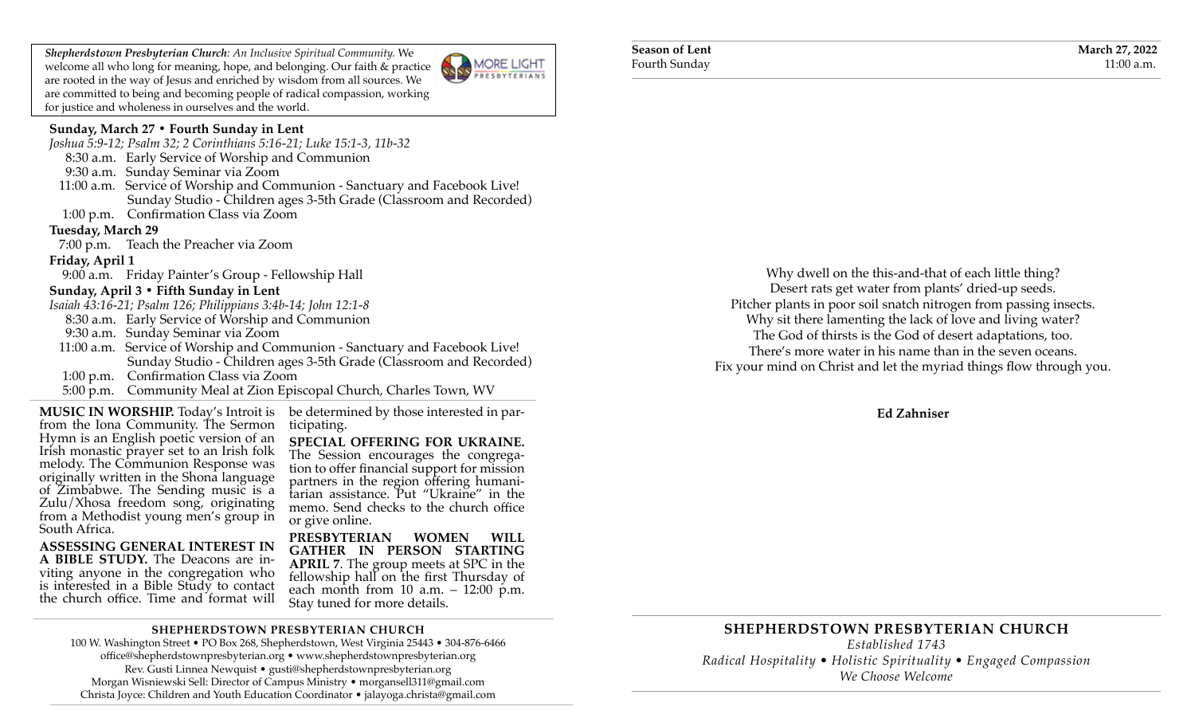*Shepherdstown Presbyterian Church: An Inclusive Spiritual Community.* We welcome all who long for meaning, hope, and belonging. Our faith & practice are rooted in the way of Jesus and enriched by wisdom from all sources. We are committed to being and becoming people of radical compassion, working for justice and wholeness in ourselves and the world.

MORE LIGHT PRESBYTERIANS

**Sunday, March 27 • Fourth Sunday in Lent**

*Joshua 5:9-12; Psalm 32; 2 Corinthians 5:16-21; Luke 15:1-3, 11b-32*

8:30 a.m. Early Service of Worship and Communion
9:30 a.m. Sunday Seminar via Zoom
11:00 a.m. Service of Worship and Communion - Sanctuary and Facebook Live!
Sunday Studio - Children ages 3-5th Grade (Classroom and Recorded)
1:00 p.m. Confirmation Class via Zoom

**Tuesday, March 29**

7:00 p.m. Teach the Preacher via Zoom

**Friday, April 1**

9:00 a.m. Friday Painter's Group - Fellowship Hall

**Sunday, April 3 • Fifth Sunday in Lent**

*Isaiah 43:16-21; Psalm 126; Philippians 3:4b-14; John 12:1-8*

8:30 a.m. Early Service of Worship and Communion
9:30 a.m. Sunday Seminar via Zoom
11:00 a.m. Service of Worship and Communion - Sanctuary and Facebook Live!
Sunday Studio - Children ages 3-5th Grade (Classroom and Recorded)
1:00 p.m. Confirmation Class via Zoom
5:00 p.m. Community Meal at Zion Episcopal Church, Charles Town, WV

**MUSIC IN WORSHIP.** Today's Introit is from the Iona Community. The Sermon Hymn is an English poetic version of an Irish monastic prayer set to an Irish folk melody. The Communion Response was originally written in the Shona language of Zimbabwe. The Sending music is a Zulu/Xhosa freedom song, originating from a Methodist young men's group in South Africa.

**ASSESSING GENERAL INTEREST IN A BIBLE STUDY.** The Deacons are inviting anyone in the congregation who is interested in a Bible Study to contact the church office. Time and format will be determined by those interested in participating.

**SPECIAL OFFERING FOR UKRAINE.** The Session encourages the congregation to offer financial support for mission partners in the region offering humanitarian assistance. Put "Ukraine" in the memo. Send checks to the church office or give online.

**PRESBYTERIAN WOMEN WILL GATHER IN PERSON STARTING APRIL 7**. The group meets at SPC in the fellowship hall on the first Thursday of each month from 10 a.m. – 12:00 p.m. Stay tuned for more details.

**SHEPHERDSTOWN PRESBYTERIAN CHURCH**

100 W. Washington Street • PO Box 268, Shepherdstown, West Virginia 25443 • 304-876-6466
office@shepherdstownpresbyterian.org • www.shepherdstownpresbyterian.org
Rev. Gusti Linnea Newquist • gusti@shepherdstownpresbyterian.org
Morgan Wisniewski Sell: Director of Campus Ministry • morgansell311@gmail.com
Christa Joyce: Children and Youth Education Coordinator • jalayoga.christa@gmail.com

**Season of Lent** — **March 27, 2022**
Fourth Sunday — 11:00 a.m.

Why dwell on the this-and-that of each little thing?
Desert rats get water from plants' dried-up seeds.
Pitcher plants in poor soil snatch nitrogen from passing insects.
Why sit there lamenting the lack of love and living water?
The God of thirsts is the God of desert adaptations, too.
There's more water in his name than in the seven oceans.
Fix your mind on Christ and let the myriad things flow through you.

**Ed Zahniser**

**SHEPHERDSTOWN PRESBYTERIAN CHURCH**

*Established 1743*

*Radical Hospitality • Holistic Spirituality • Engaged Compassion*

*We Choose Welcome*